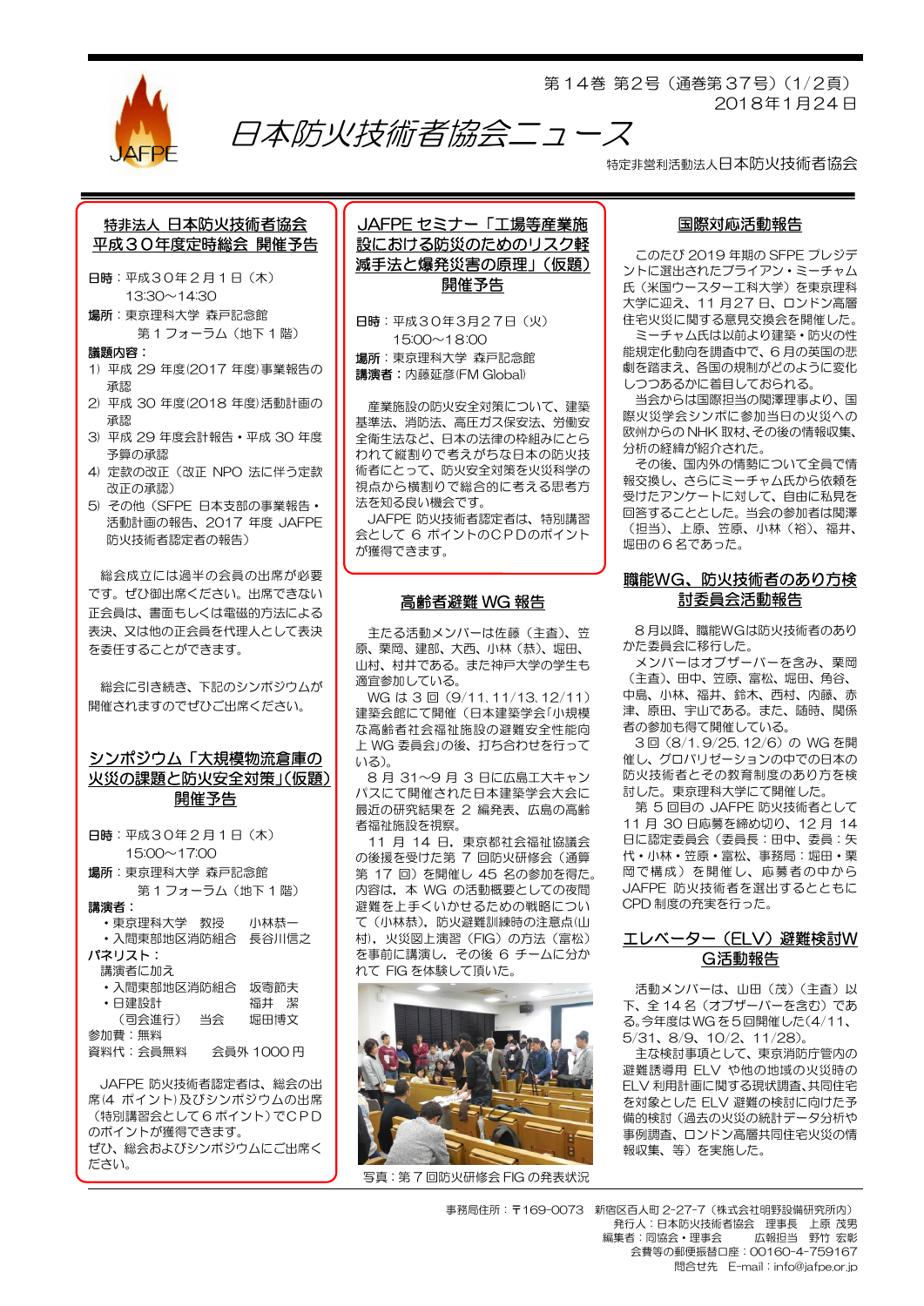# 日本防火技術者協会ニュース

第１４巻 第２号（通巻第３７号）（1/2頁）
２０１８年１月２４日

特定非営利活動法人日本防火技術者協会

## 特非法人 日本防火技術者協会 平成３０年度定時総会 開催予告

**日時**：平成３０年２月１日（木）
13:30～14:30
**場所**：東京理科大学 森戸記念館
第１フォーラム（地下１階）
**議議内容**：
1) 平成 29 年度(2017 年度)事業報告の承認
2) 平成 30 年度(2018 年度)活動計画の承認
3) 平成 29 年度会計報告・平成 30 年度予算の承認
4) 定款の改正（改正 NPO 法に伴う定款改正の承認）
5) その他（SFPE 日本支部の事業報告・活動計画の報告、2017 年度 JAFPE 防火技術者認定者の報告）

総会成立には過半の会員の出席が必要です。ぜひ御出席ください。出席できない正会員は、書面もしくは電磁的方法による表決、又は他の正会員を代理人として表決を委任することができます。

総会に引き続き、下記のシンポジウムが開催されますのでぜひご出席ください。

## シンポジウム「大規模物流倉庫の火災の課題と防火安全対策」(仮題) 開催予告

**日時**：平成３０年２月１日（木）
15:00～17:00
**場所**：東京理科大学 森戸記念館
第１フォーラム（地下１階）
**講演者**：
・東京理科大学 教授 小林恭一
・入間東部地区消防組合 長谷川信之
**パネリスト**：
講演者に加え
・入間東部地区消防組合 坂寄節夫
・日建設計 福井 潔
（司会進行） 当会 堀田博文
参加費：無料
資料代：会員無料 会員外 1000 円

JAFPE 防火技術者認定者は、総会の出席(4 ポイント)及びシンポジウムの出席（特別講習会として６ポイント）でＣＰＤのポイントが獲得できます。
ぜひ、総会およびシンポジウムにご出席ください。

## JAFPE セミナー「工場等産業施設における防災のためのリスク軽減手法と爆発災害の原理」(仮題) 開催予告

**日時**：平成３０年３月２７日（火）
15:00～18:00
**場所**：東京理科大学 森戸記念館
**講演者**：内藤延彦(FM Global)

産業施設の防火安全対策について、建築基準法、消防法、高圧ガス保安法、労働安全衛生法など、日本の法律の枠組みにとらわれて縦割りで考えがちな日本の防火技術者にとって、防火安全対策を火災科学の視点から横割りで総合的に考える思考方法を知る良い機会です。
JAFPE 防火技術者認定者は、特別講習会として 6 ポイントのＣＰＤのポイントが獲得できます。

## 高齢者避難 WG 報告

主たる活動メンバーは佐藤（主査）、笠原、栗岡、建部、大西、小林（恭）、堀田、山村、村井である。また神戸大学の学生も随宜参加している。
WG は 3 回（9/11、11/13、12/11）建築会館にて開催（日本建築学会「小規模な高齢者社会福祉施設の避難安全性能向上 WG 委員会」の後、打ち合わせを行っている）。
8 月 31～9 月 3 日に広島工大キャンパスにて開催された日本建築学会大会に最近の研究結果を 2 編発表、広島の高齢者福祉施設を視察。
11 月 14 日、東京都社会福祉協議会の後援を受けた第 7 回防火研修会（通算第 17 回）を開催し 45 名の参加を得た。内容は、本 WG の活動概要としての夜間避難を上手くいかせるための戦略について（小林恭）、防火避難訓練時の注意点(山村)、火災図上演習（FIG）の方法（富松）を事前に講演し、その後 6 チームに分かれて FIG を体験して頂いた。

写真：第７回防火研修会 FIG の発表状況

## 国際対応活動報告

このたび 2019 年期の SFPE プレジデントに選出されたブライアン・ミーチャム氏（米国ウースター工科大学）を東京理科大学に迎え、11 月 27 日、ロンドン高層住宅火災に関する意見交換会を開催した。
ミーチャム氏は以前より建築・防火の性能規定化動向を調査中で、6 月の英国の悲劇を踏まえ、各国の規制がどのように変化しつつあるかに着目しておられる。
当会からは国際担当の関澤理事より、国際火災学会シンポに参加当日の火災への欧州からの NHK 取材、その後の情報収集、分析の経緯が紹介された。
その後、国内外の情勢について全員で情報交換し、さらにミーチャム氏から依頼を受けたアンケートに対して、自由に私見を回答することとした。当会の参加者は関澤（担当）、上原、笠原、小林（裕）、福井、堀田の６名であった。

## 職能WG、防火技術者のあり方検討委員会活動報告

８月以降、職能WGは防火技術者のありかた委員会に移行した。
メンバーはオブザーバーを含み、栗岡（主査）、田中、笠原、富松、堀田、角谷、中島、小林、福井、鈴木、西村、内藤、赤津、原田、宇山である。また、随時、関係者の参加も得て開催している。
３回（8/1、9/25、12/6）の WG を開催し、グロバリゼーションの中での日本の防火技術者とその教育制度のあり方を検討した。東京理科大学にて開催した。
第５回目の JAFPE 防火技術者として 11 月 30 日応募を締め切り、12 月 14 日に認定委員会（委員長：田中、委員：矢代・小林・笠原・富松、事務局：堀田・栗岡で構成）を開催し、応募者の中から JAFPE 防火技術者を選出するとともに CPD 制度の充実を行った。

## エレベーター（ELV）避難検討WG活動報告

活動メンバーは、山田（茂）（主査）以下、全 14 名（オブザーバーを含む）である。今年度は WG を５回開催した(4/11、5/31、8/9、10/2、11/28)。
主な検討事項として、東京消防庁管内の避難誘導用 ELV や他の地域の火災時の ELV 利用計画に関する現状調査、共同住宅を対象とした ELV 避難の検討に向けた予備的検討（過去の火災の統計データ分析や事例調査、ロンドン高層共同住宅火災の情報収集、等）を実施した。

事務局住所：〒169-0073 新宿区百人町 2-27-7（株式会社明野設備研究所内）
発行人：日本防火技術者協会 理事長 上原 茂男
編集者：同協会・理事会 広報担当 野竹 宏彰
会費等の郵便振替口座：00160-4-759167
問合せ先 E-mail：info@jafpe.or.jp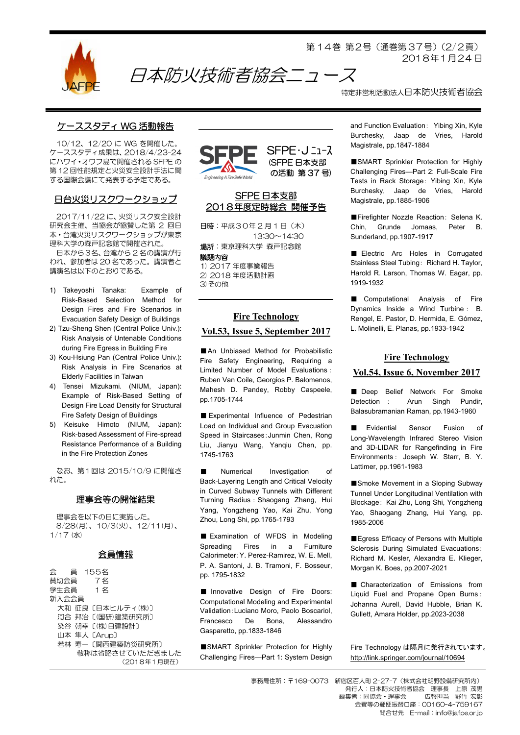# 日本防火技術者協会ニュース

第１４巻 第２号（通巻第３７号）（2/２頁）
２０１８年１月２４日

特定非営利活動法人日本防火技術者協会

## ケーススタディ WG 活動報告

10/12、12/20 に WG を開催した。ケーススタディ成果は、2018/4/23-24 にハワイ・オワフ島で開催される SFPE の第 12 回性能規定と火災安全設計手法に関する国際会議にて発表する予定である。

## 日台火災リスクワークショップ

2017/11/22 に、火災リスク安全設計研究会主催、当協会が協賛した第 2 回日本・台湾火災リスクワークショップが東京理科大学の森戸記念館で開催された。

日本から３名、台湾から２名の講演が行われ、参加者は 20 名であった。講演者と講演名は以下のとおりである。

1) Takeyoshi Tanaka: Example of Risk-Based Selection Method for Design Fires and Fire Scenarios in Evacuation Safety Design of Buildings
2) Tzu-Sheng Shen (Central Police Univ.): Risk Analysis of Untenable Conditions during Fire Egress in Building Fire
3) Kou-Hsiung Pan (Central Police Univ.): Risk Analysis in Fire Scenarios at Elderly Facilities in Taiwan
4) Tensei Mizukami. (NIUM, Japan): Example of Risk-Based Setting of Design Fire Load Density for Structural Fire Safety Design of Buildings
5) Keisuke Himoto (NIUM, Japan): Risk-based Assessment of Fire-spread Resistance Performance of a Building in the Fire Protection Zones

なお、第１回は 2015/10/9 に開催された。

## 理事会等の開催結果

理事会を以下の日に実施した。
8/28(月)、10/3(火)、12/11(月)、1/17 (水)

## 会員情報

会　　員　155名
賛助会員　　７名
学生会員　　１名
新入会会員
　大和 征良〔日本ヒルティ(株)〕
　河合 邦治〔(国研)建築研究所〕
　染谷 朝幸〔(株)日建設計〕
　山本 隼人〔Arup〕
　若林 寿一〔関西建築防災研究所〕
　　敬称は省略させていただきました
　　　　　　　　（２０１８年１月現在）

## SFPE・J ニュース (SFPE 日本支部の活動 第 37 号)

## SFPE 日本支部 ２０１８年度定時総会 開催予告

**日時**：平成３０年２月１日（木）
　　　13:30～14:30
**場所**：東京理科大学 森戸記念館
**議題内容**
1) 2017 年度事業報告
2) 2018 年度活動計画
3) その他

## Fire Technology Vol.53, Issue 5, September 2017

■An Unbiased Method for Probabilistic Fire Safety Engineering, Requiring a Limited Number of Model Evaluations：Ruben Van Coile, Georgios P. Balomenos, Mahesh D. Pandey, Robby Caspeele, pp.1705-1744

■Experimental Influence of Pedestrian Load on Individual and Group Evacuation Speed in Staircases：Junmin Chen, Rong Liu, Jianyu Wang, Yanqiu Chen, pp. 1745-1763

■Numerical Investigation of Back-Layering Length and Critical Velocity in Curved Subway Tunnels with Different Turning Radius：Shaogang Zhang, Hui Yang, Yongzheng Yao, Kai Zhu, Yong Zhou, Long Shi, pp.1765-1793

■Examination of WFDS in Modeling Spreading Fires in a Furniture Calorimeter：Y. Perez-Ramirez, W. E. Mell, P. A. Santoni, J. B. Tramoni, F. Bosseur, pp. 1795-1832

■Innovative Design of Fire Doors: Computational Modeling and Experimental Validation：Luciano Moro, Paolo Boscariol, Francesco De Bona, Alessandro Gasparetto, pp.1833-1846

■SMART Sprinkler Protection for Highly Challenging Fires—Part 1: System Design and Function Evaluation：Yibing Xin, Kyle Burchesky, Jaap de Vries, Harold Magistrale, pp.1847-1884

■SMART Sprinkler Protection for Highly Challenging Fires—Part 2: Full-Scale Fire Tests in Rack Storage：Yibing Xin, Kyle Burchesky, Jaap de Vries, Harold Magistrale, pp.1885-1906

■Firefighter Nozzle Reaction：Selena K. Chin, Grunde Jomaas, Peter B. Sunderland, pp.1907-1917

■Electric Arc Holes in Corrugated Stainless Steel Tubing：Richard H. Taylor, Harold R. Larson, Thomas W. Eagar, pp. 1919-1932

■Computational Analysis of Fire Dynamics Inside a Wind Turbine：B. Rengel, E. Pastor, D. Hermida, E. Gómez, L. Molinelli, E. Planas, pp.1933-1942

## Fire Technology Vol.54, Issue 6, November 2017

■Deep Belief Network For Smoke Detection：Arun Singh Pundir, Balasubramanian Raman, pp.1943-1960

■Evidential Sensor Fusion of Long-Wavelength Infrared Stereo Vision and 3D-LIDAR for Rangefinding in Fire Environments：Joseph W. Starr, B. Y. Lattimer, pp.1961-1983

■Smoke Movement in a Sloping Subway Tunnel Under Longitudinal Ventilation with Blockage：Kai Zhu, Long Shi, Yongzheng Yao, Shaogang Zhang, Hui Yang, pp. 1985-2006

■Egress Efficacy of Persons with Multiple Sclerosis During Simulated Evacuations：Richard M. Kesler, Alexandra E. Klieger, Morgan K. Boes, pp.2007-2021

■Characterization of Emissions from Liquid Fuel and Propane Open Burns：Johanna Aurell, David Hubble, Brian K. Gullett, Amara Holder, pp.2023-2038

Fire Technology は隔月に発行されています。
http://link.springer.com/journal/10694

事務局住所：〒169-0073　新宿区百人町 2-27-7（株式会社明野設備研究所内）
発行人：日本防火技術者協会　理事長　上原 茂男
編集者：同協会・理事会　　広報担当　野竹 宏彰
会費等の郵便振替口座：00160-4-759167
問合せ先　E-mail：info@jafpe.or.jp